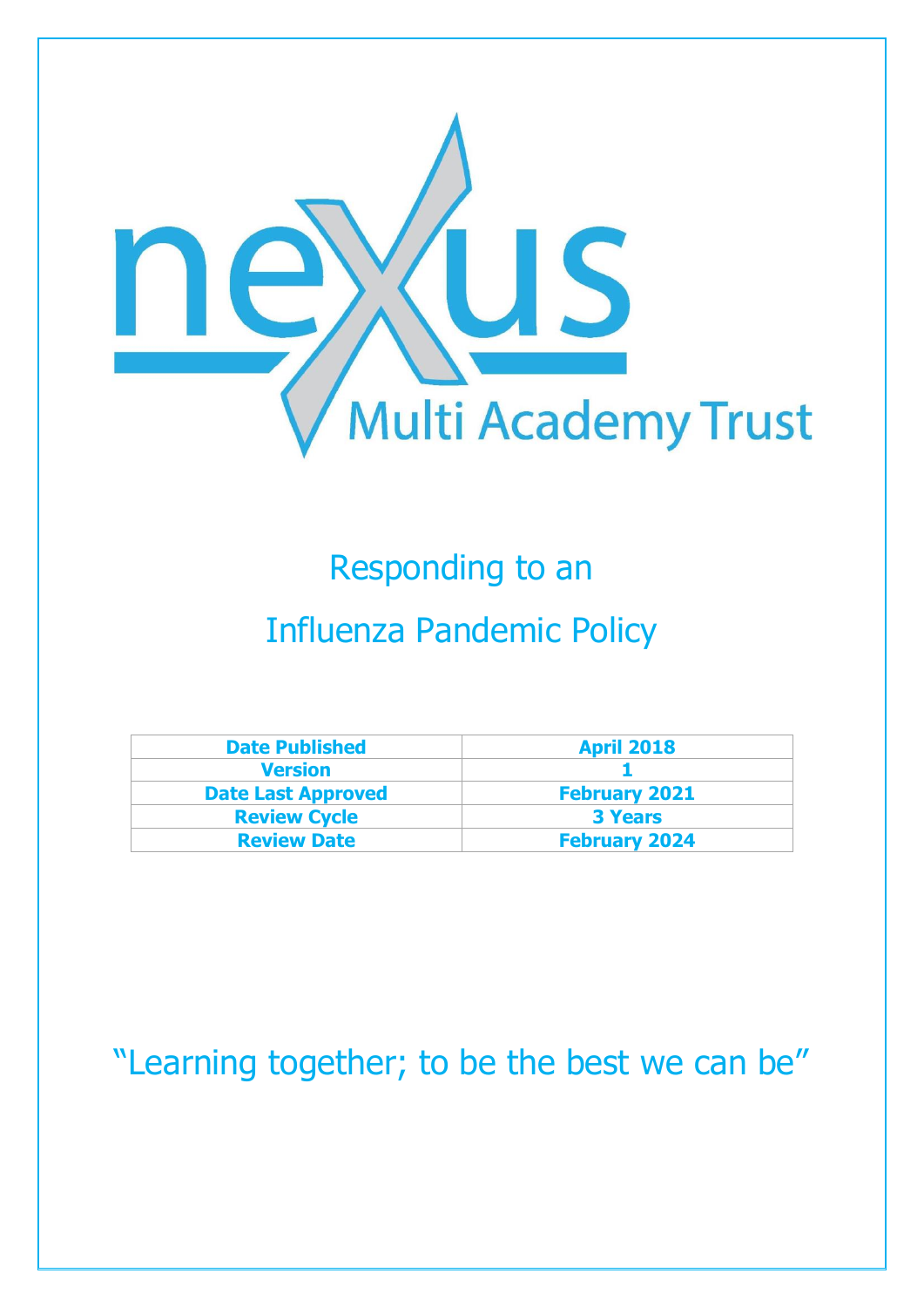nexus Multi Academy Trust

# Responding to an Influenza Pandemic Policy

| Date Published | April 2018 |
| --- | --- |
| Version | 1 |
| Date Last Approved | February 2021 |
| Review Cycle | 3 Years |
| Review Date | February 2024 |

"Learning together; to be the best we can be"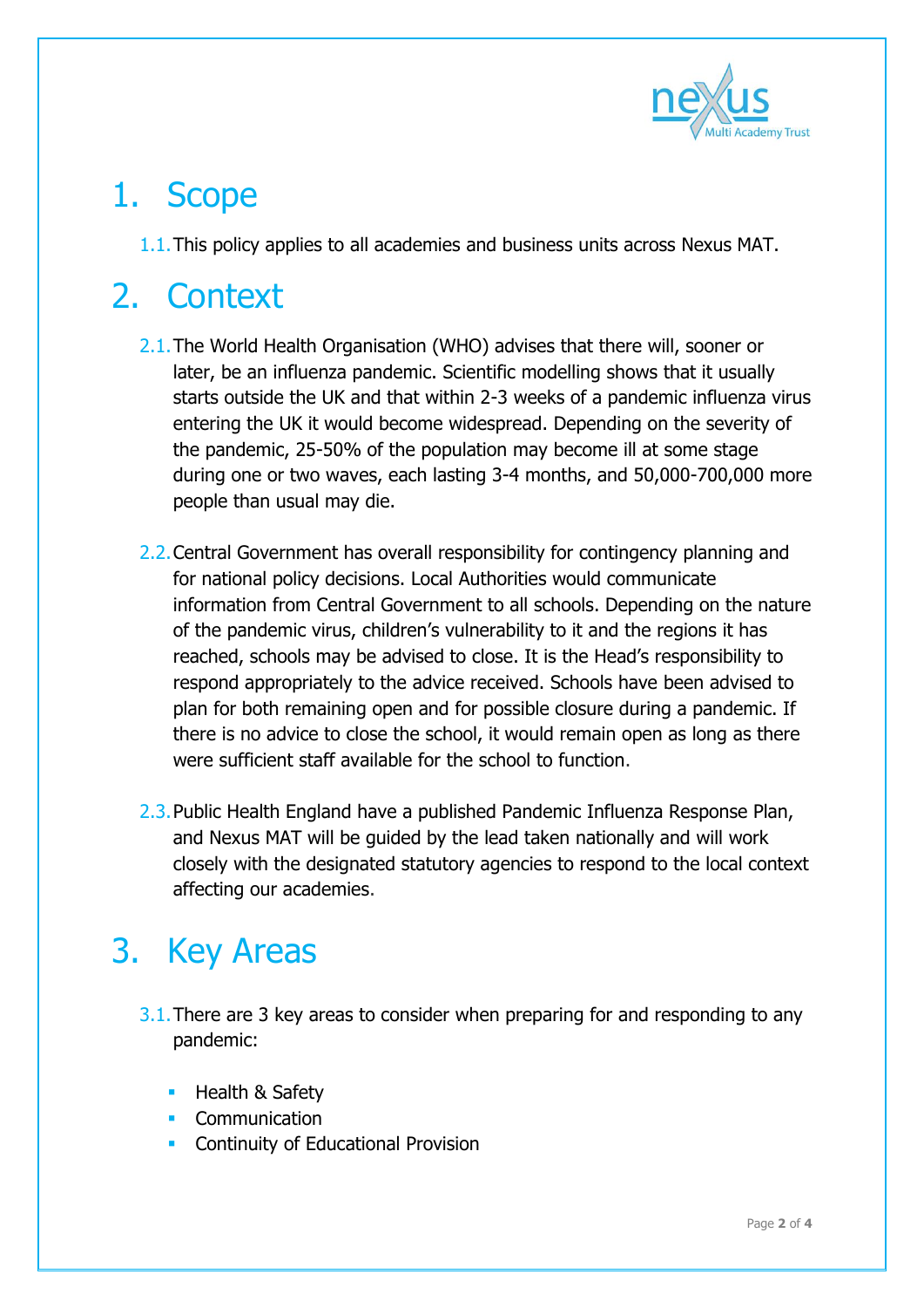# 1. Scope

1.1. This policy applies to all academies and business units across Nexus MAT.

# 2. Context

2.1. The World Health Organisation (WHO) advises that there will, sooner or later, be an influenza pandemic. Scientific modelling shows that it usually starts outside the UK and that within 2-3 weeks of a pandemic influenza virus entering the UK it would become widespread. Depending on the severity of the pandemic, 25-50% of the population may become ill at some stage during one or two waves, each lasting 3-4 months, and 50,000-700,000 more people than usual may die.

2.2. Central Government has overall responsibility for contingency planning and for national policy decisions. Local Authorities would communicate information from Central Government to all schools. Depending on the nature of the pandemic virus, children's vulnerability to it and the regions it has reached, schools may be advised to close. It is the Head's responsibility to respond appropriately to the advice received. Schools have been advised to plan for both remaining open and for possible closure during a pandemic. If there is no advice to close the school, it would remain open as long as there were sufficient staff available for the school to function.

2.3. Public Health England have a published Pandemic Influenza Response Plan, and Nexus MAT will be guided by the lead taken nationally and will work closely with the designated statutory agencies to respond to the local context affecting our academies.

# 3. Key Areas

3.1. There are 3 key areas to consider when preparing for and responding to any pandemic:

- Health & Safety
- Communication
- Continuity of Educational Provision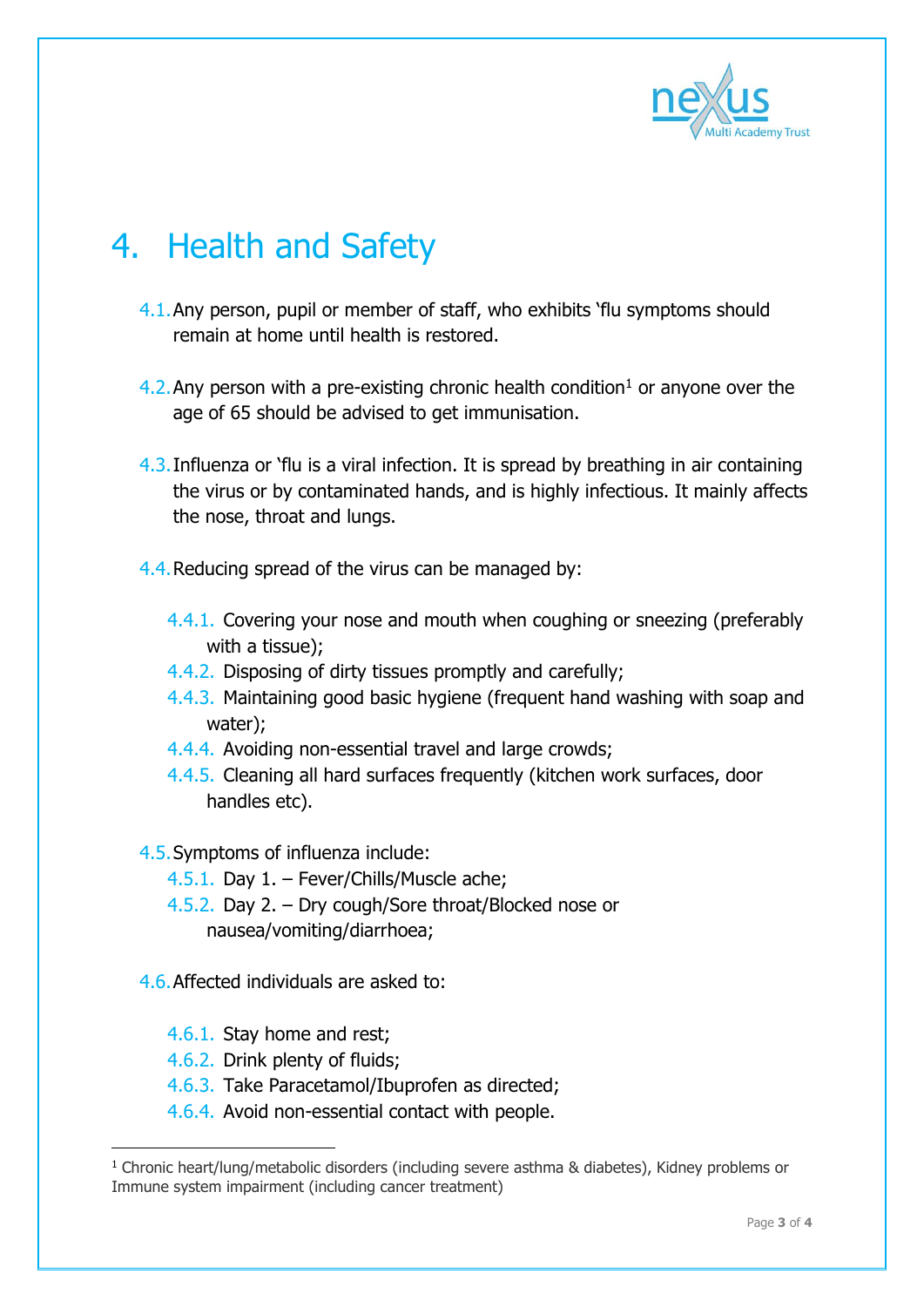# 4. Health and Safety

4.1. Any person, pupil or member of staff, who exhibits 'flu symptoms should remain at home until health is restored.

4.2. Any person with a pre-existing chronic health condition[1] or anyone over the age of 65 should be advised to get immunisation.

4.3. Influenza or 'flu is a viral infection. It is spread by breathing in air containing the virus or by contaminated hands, and is highly infectious. It mainly affects the nose, throat and lungs.

4.4. Reducing spread of the virus can be managed by:

- 4.4.1. Covering your nose and mouth when coughing or sneezing (preferably with a tissue);
- 4.4.2. Disposing of dirty tissues promptly and carefully;
- 4.4.3. Maintaining good basic hygiene (frequent hand washing with soap and water);
- 4.4.4. Avoiding non-essential travel and large crowds;
- 4.4.5. Cleaning all hard surfaces frequently (kitchen work surfaces, door handles etc).

4.5. Symptoms of influenza include:

- 4.5.1. Day 1. – Fever/Chills/Muscle ache;
- 4.5.2. Day 2. – Dry cough/Sore throat/Blocked nose or nausea/vomiting/diarrhoea;

4.6. Affected individuals are asked to:

- 4.6.1. Stay home and rest;
- 4.6.2. Drink plenty of fluids;
- 4.6.3. Take Paracetamol/Ibuprofen as directed;
- 4.6.4. Avoid non-essential contact with people.

---

[1] Chronic heart/lung/metabolic disorders (including severe asthma & diabetes), Kidney problems or Immune system impairment (including cancer treatment)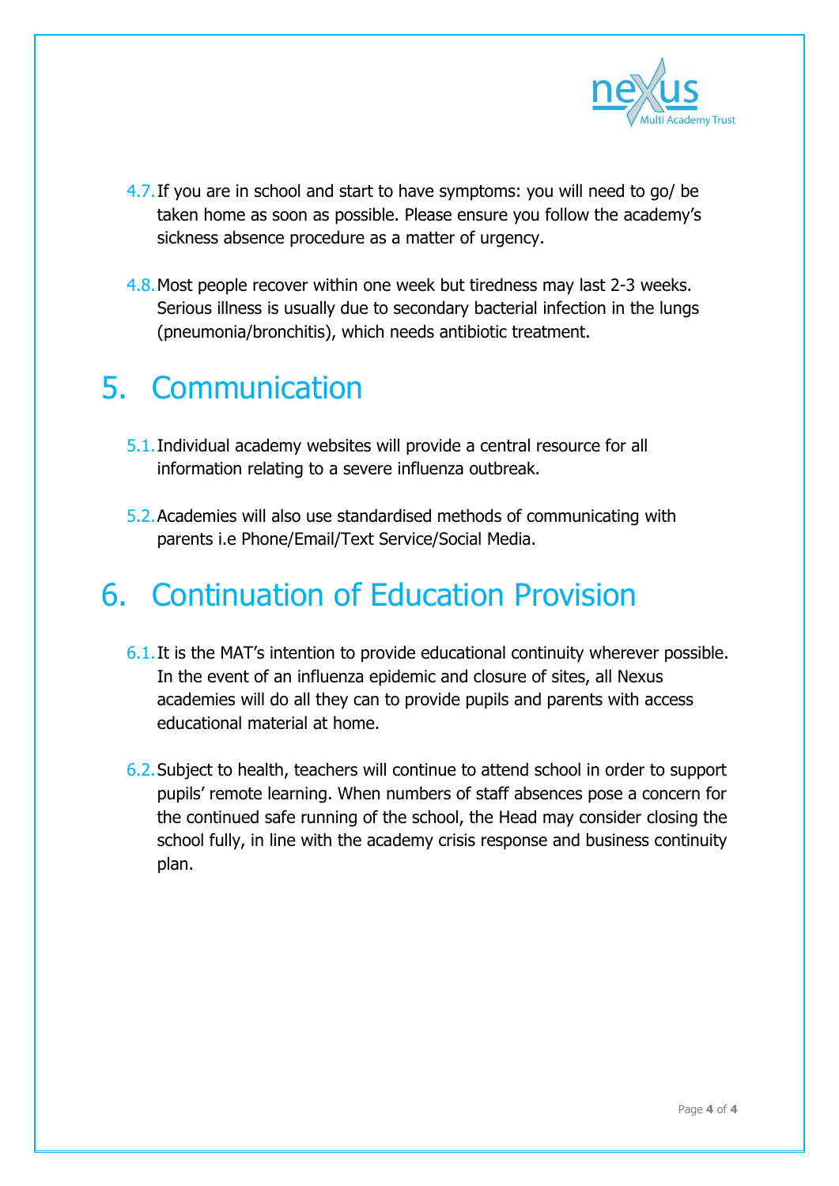4.7. If you are in school and start to have symptoms: you will need to go/ be taken home as soon as possible. Please ensure you follow the academy's sickness absence procedure as a matter of urgency.

4.8. Most people recover within one week but tiredness may last 2-3 weeks. Serious illness is usually due to secondary bacterial infection in the lungs (pneumonia/bronchitis), which needs antibiotic treatment.

# 5. Communication

5.1. Individual academy websites will provide a central resource for all information relating to a severe influenza outbreak.

5.2. Academies will also use standardised methods of communicating with parents i.e Phone/Email/Text Service/Social Media.

# 6. Continuation of Education Provision

6.1. It is the MAT's intention to provide educational continuity wherever possible. In the event of an influenza epidemic and closure of sites, all Nexus academies will do all they can to provide pupils and parents with access educational material at home.

6.2. Subject to health, teachers will continue to attend school in order to support pupils' remote learning. When numbers of staff absences pose a concern for the continued safe running of the school, the Head may consider closing the school fully, in line with the academy crisis response and business continuity plan.